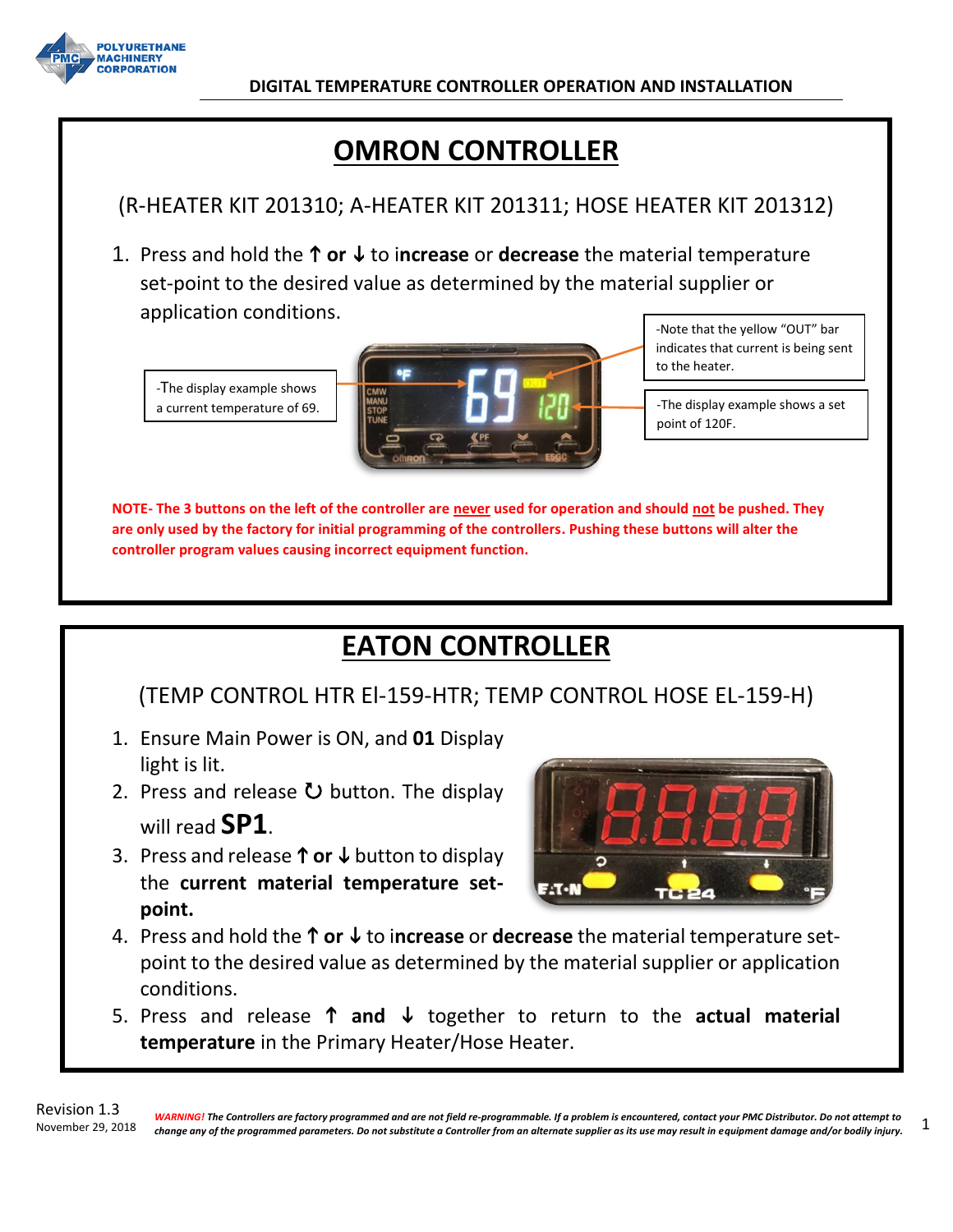DIGITAL TEMPERATURE CONTROLLER OPERATION AND INSTALLATION

# OMRON CONTROLLER

(R-HEATER KIT 201310; A-HEATER KIT 201311; HOSE HEATER KIT 201312)

1. Press and hold the ↑ **or** ↓ to i**ncrease** or **decrease** the material temperature set-point to the desired value as determined by the material supplier or application conditions.

-The display example shows a current temperature of 69.

-Note that the yellow "OUT" bar indicates that current is being sent to the heater.

-The display example shows a set point of 120F.

**NOTE- The 3 buttons on the left of the controller are <u>never</u> used for operation and should <u>not</u> be pushed. They are only used by the factory for initial programming of the controllers. Pushing these buttons will alter the controller program values causing incorrect equipment function.**

# EATON CONTROLLER

(TEMP CONTROL HTR El-159-HTR; TEMP CONTROL HOSE EL-159-H)

1. Ensure Main Power is ON, and **01** Display light is lit.
2. Press and release ↻ button. The display will read **SP1**.
3. Press and release ↑ **or** ↓ button to display the **current material temperature set-point.**
4. Press and hold the ↑ **or** ↓ to i**ncrease** or **decrease** the material temperature set-point to the desired value as determined by the material supplier or application conditions.
5. Press and release ↑ **and** ↓ together to return to the **actual material temperature** in the Primary Heater/Hose Heater.

Revision 1.3
November 29, 2018

***WARNING!** The Controllers are factory programmed and are not field re-programmable. If a problem is encountered, contact your PMC Distributor. Do not attempt to change any of the programmed parameters. Do not substitute a Controller from an alternate supplier as its use may result in equipment damage and/or bodily injury.*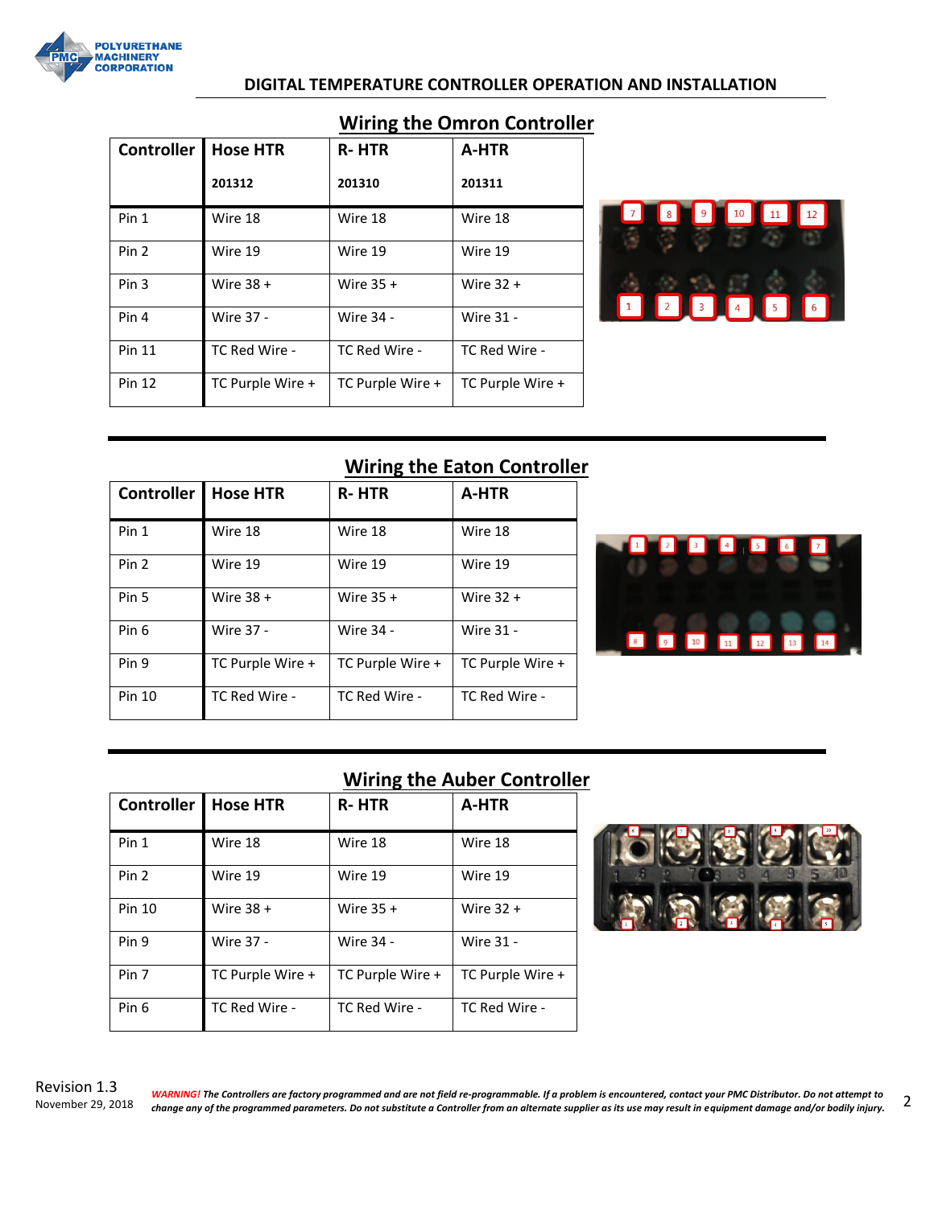## Wiring the Omron Controller

| Controller | Hose HTR<br>201312 | R- HTR<br>201310 | A-HTR<br>201311 |
|---|---|---|---|
| Pin 1 | Wire 18 | Wire 18 | Wire 18 |
| Pin 2 | Wire 19 | Wire 19 | Wire 19 |
| Pin 3 | Wire 38 + | Wire 35 + | Wire 32 + |
| Pin 4 | Wire 37 - | Wire 34 - | Wire 31 - |
| Pin 11 | TC Red Wire - | TC Red Wire - | TC Red Wire - |
| Pin 12 | TC Purple Wire + | TC Purple Wire + | TC Purple Wire + |

## Wiring the Eaton Controller

| Controller | Hose HTR | R- HTR | A-HTR |
|---|---|---|---|
| Pin 1 | Wire 18 | Wire 18 | Wire 18 |
| Pin 2 | Wire 19 | Wire 19 | Wire 19 |
| Pin 5 | Wire 38 + | Wire 35 + | Wire 32 + |
| Pin 6 | Wire 37 - | Wire 34 - | Wire 31 - |
| Pin 9 | TC Purple Wire + | TC Purple Wire + | TC Purple Wire + |
| Pin 10 | TC Red Wire - | TC Red Wire - | TC Red Wire - |

## Wiring the Auber Controller

| Controller | Hose HTR | R- HTR | A-HTR |
|---|---|---|---|
| Pin 1 | Wire 18 | Wire 18 | Wire 18 |
| Pin 2 | Wire 19 | Wire 19 | Wire 19 |
| Pin 10 | Wire 38 + | Wire 35 + | Wire 32 + |
| Pin 9 | Wire 37 - | Wire 34 - | Wire 31 - |
| Pin 7 | TC Purple Wire + | TC Purple Wire + | TC Purple Wire + |
| Pin 6 | TC Red Wire - | TC Red Wire - | TC Red Wire - |

Revision 1.3
November 29, 2018

***WARNING!** The Controllers are factory programmed and are not field re-programmable. If a problem is encountered, contact your PMC Distributor. Do not attempt to change any of the programmed parameters. Do not substitute a Controller from an alternate supplier as its use may result in equipment damage and/or bodily injury.*